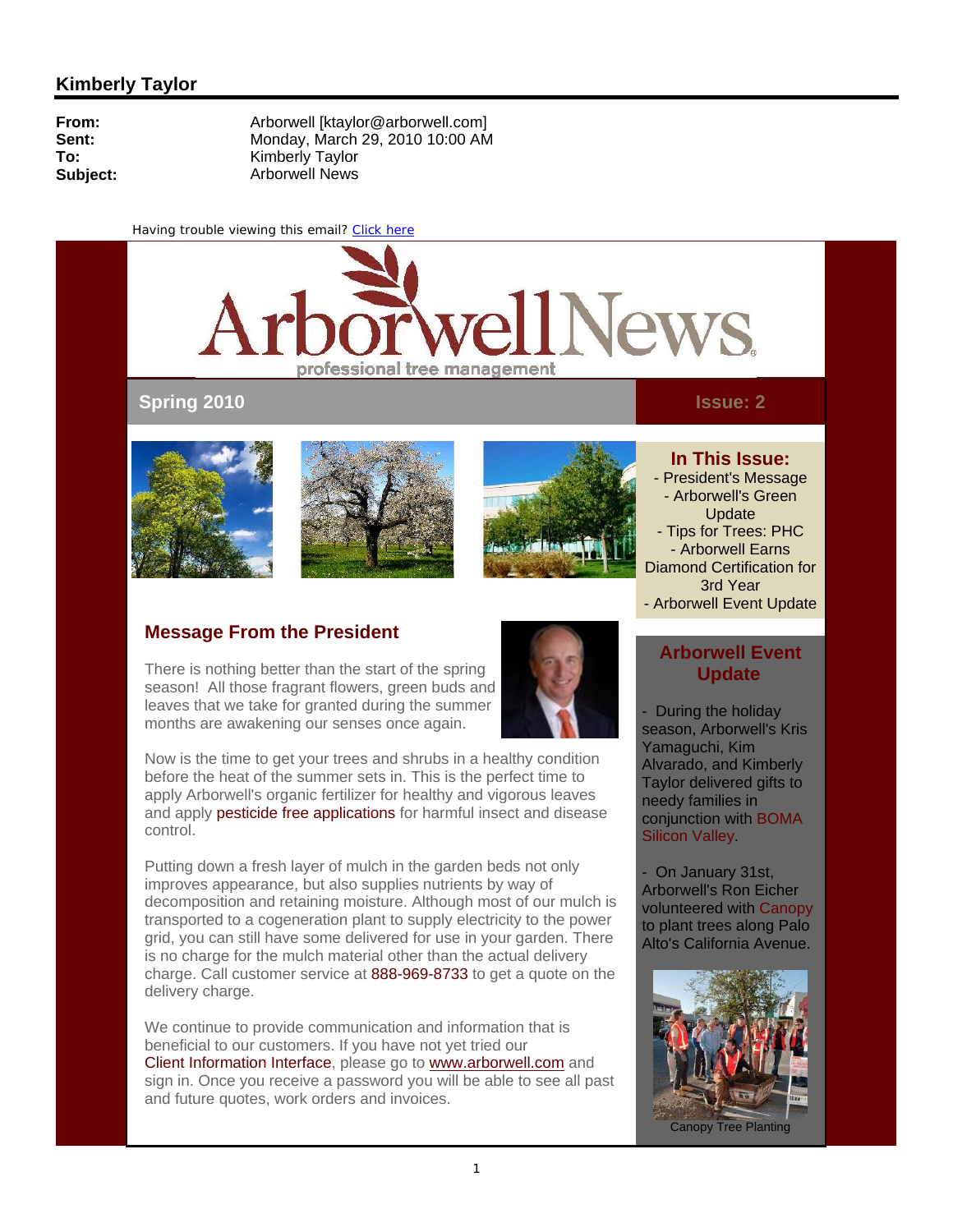## Kimberly Taylor

**From:** Arborwell [ktaylor@arborwell.com]
**Sent:** Monday, March 29, 2010 10:00 AM
**To:** Kimberly Taylor
**Subject:** Arborwell News

Having trouble viewing this email? Click here

# ArborwellNews

professional tree management

**Spring 2010** **Issue: 2**

### In This Issue:

- President's Message
- Arborwell's Green Update
- Tips for Trees: PHC
- Arborwell Earns Diamond Certification for 3rd Year
- Arborwell Event Update

## Message From the President

There is nothing better than the start of the spring season! All those fragrant flowers, green buds and leaves that we take for granted during the summer months are awakening our senses once again.

Now is the time to get your trees and shrubs in a healthy condition before the heat of the summer sets in. This is the perfect time to apply Arborwell's organic fertilizer for healthy and vigorous leaves and apply pesticide free applications for harmful insect and disease control.

Putting down a fresh layer of mulch in the garden beds not only improves appearance, but also supplies nutrients by way of decomposition and retaining moisture. Although most of our mulch is transported to a cogeneration plant to supply electricity to the power grid, you can still have some delivered for use in your garden. There is no charge for the mulch material other than the actual delivery charge. Call customer service at 888-969-8733 to get a quote on the delivery charge.

We continue to provide communication and information that is beneficial to our customers. If you have not yet tried our Client Information Interface, please go to www.arborwell.com and sign in. Once you receive a password you will be able to see all past and future quotes, work orders and invoices.

## Arborwell Event Update

- During the holiday season, Arborwell's Kris Yamaguchi, Kim Alvarado, and Kimberly Taylor delivered gifts to needy families in conjunction with BOMA Silicon Valley.

- On January 31st, Arborwell's Ron Eicher volunteered with Canopy to plant trees along Palo Alto's California Avenue.

Canopy Tree Planting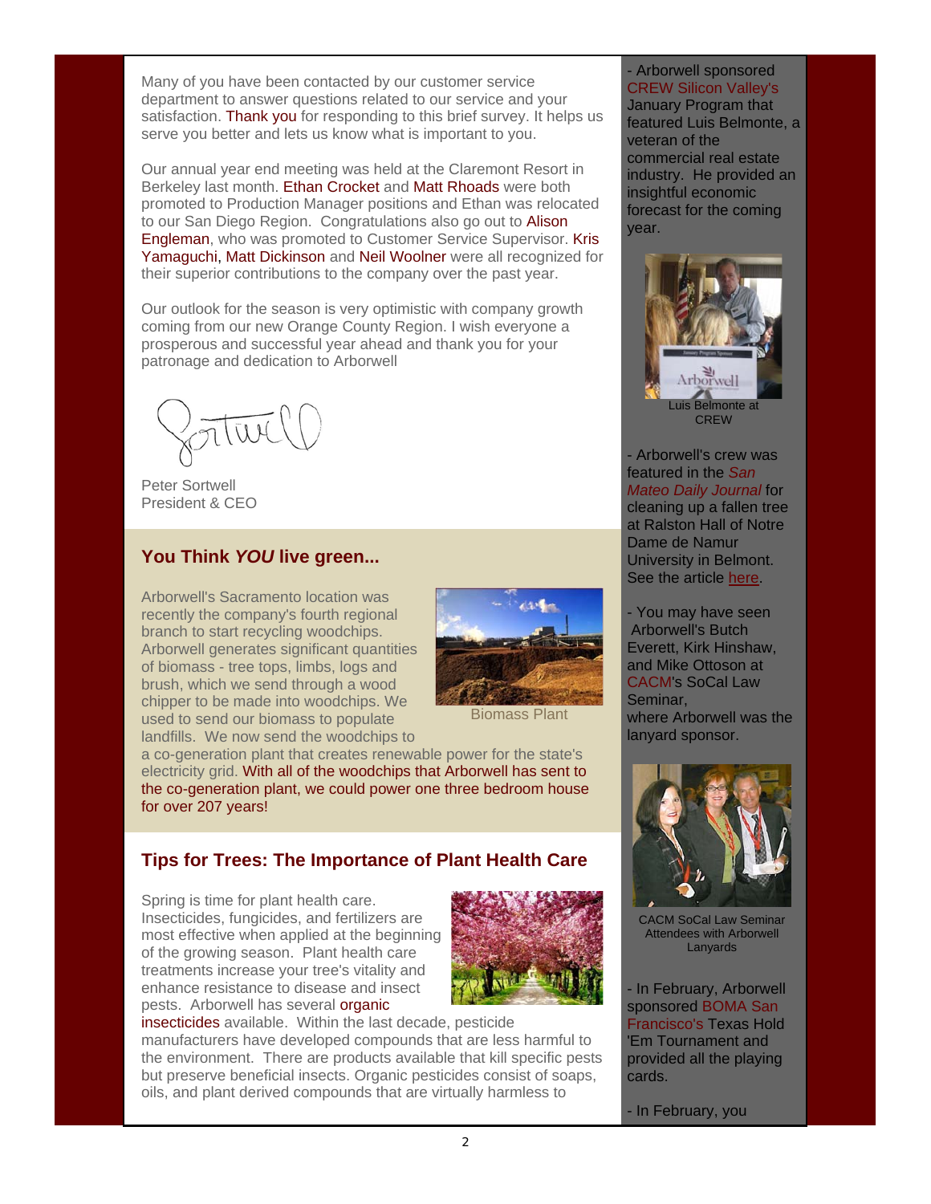Many of you have been contacted by our customer service department to answer questions related to our service and your satisfaction. Thank you for responding to this brief survey. It helps us serve you better and lets us know what is important to you.

Our annual year end meeting was held at the Claremont Resort in Berkeley last month. Ethan Crocket and Matt Rhoads were both promoted to Production Manager positions and Ethan was relocated to our San Diego Region. Congratulations also go out to Alison Engleman, who was promoted to Customer Service Supervisor. Kris Yamaguchi, Matt Dickinson and Neil Woolner were all recognized for their superior contributions to the company over the past year.

Our outlook for the season is very optimistic with company growth coming from our new Orange County Region. I wish everyone a prosperous and successful year ahead and thank you for your patronage and dedication to Arborwell

Peter Sortwell
President & CEO

## You Think *YOU* live green...

Arborwell's Sacramento location was recently the company's fourth regional branch to start recycling woodchips. Arborwell generates significant quantities of biomass - tree tops, limbs, logs and brush, which we send through a wood chipper to be made into woodchips. We used to send our biomass to populate landfills. We now send the woodchips to a co-generation plant that creates renewable power for the state's electricity grid. With all of the woodchips that Arborwell has sent to the co-generation plant, we could power one three bedroom house for over 207 years!

Biomass Plant

## Tips for Trees: The Importance of Plant Health Care

Spring is time for plant health care. Insecticides, fungicides, and fertilizers are most effective when applied at the beginning of the growing season. Plant health care treatments increase your tree's vitality and enhance resistance to disease and insect pests. Arborwell has several organic insecticides available. Within the last decade, pesticide manufacturers have developed compounds that are less harmful to the environment. There are products available that kill specific pests but preserve beneficial insects. Organic pesticides consist of soaps, oils, and plant derived compounds that are virtually harmless to

- Arborwell sponsored CREW Silicon Valley's January Program that featured Luis Belmonte, a veteran of the commercial real estate industry. He provided an insightful economic forecast for the coming year.

Luis Belmonte at CREW

- Arborwell's crew was featured in the *San Mateo Daily Journal* for cleaning up a fallen tree at Ralston Hall of Notre Dame de Namur University in Belmont. See the article here.

- You may have seen Arborwell's Butch Everett, Kirk Hinshaw, and Mike Ottoson at CACM's SoCal Law Seminar, where Arborwell was the lanyard sponsor.

CACM SoCal Law Seminar Attendees with Arborwell Lanyards

- In February, Arborwell sponsored BOMA San Francisco's Texas Hold 'Em Tournament and provided all the playing cards.

- In February, you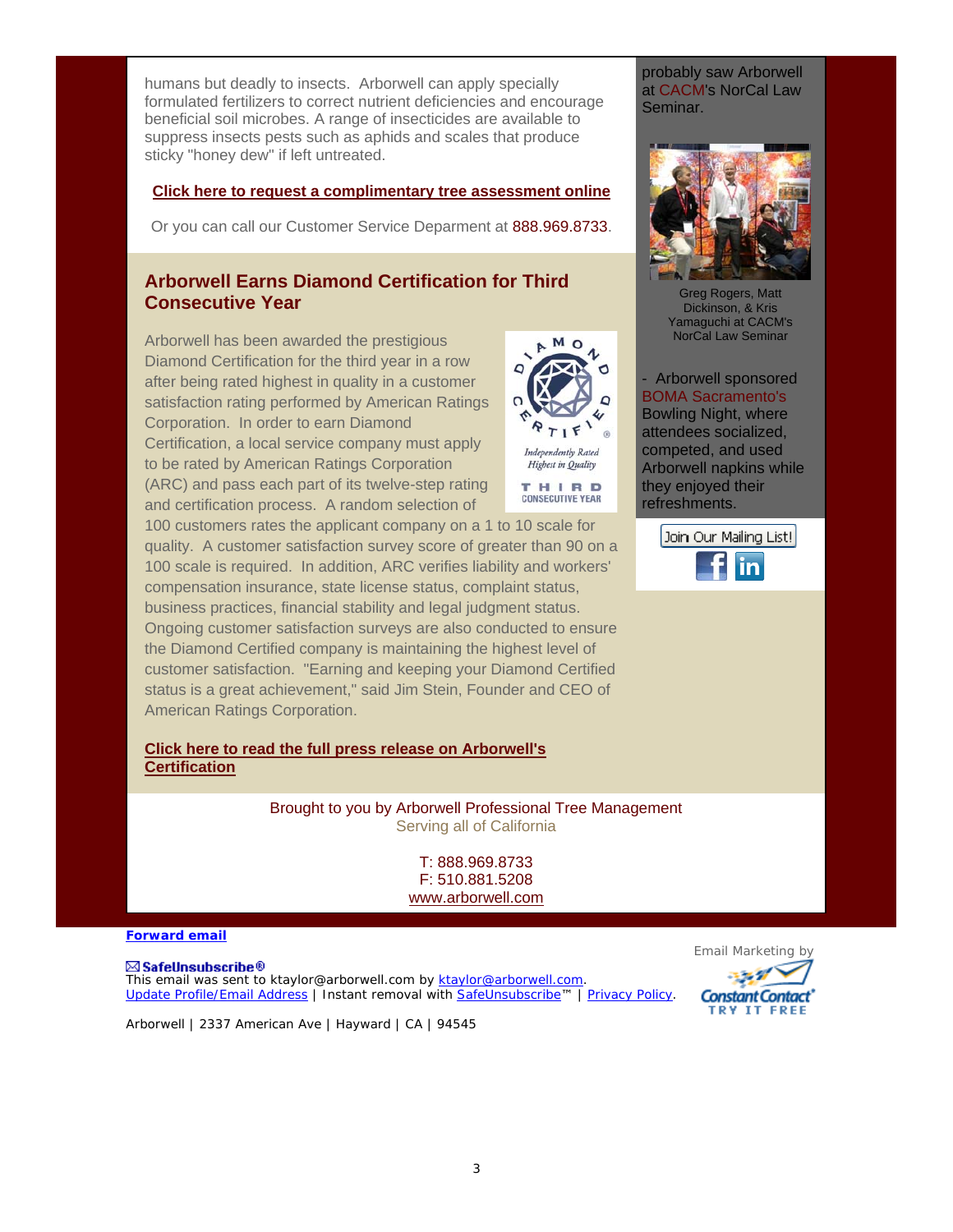humans but deadly to insects. Arborwell can apply specially formulated fertilizers to correct nutrient deficiencies and encourage beneficial soil microbes. A range of insecticides are available to suppress insects pests such as aphids and scales that produce sticky "honey dew" if left untreated.

**Click here to request a complimentary tree assessment online**

Or you can call our Customer Service Department at 888.969.8733.

## Arborwell Earns Diamond Certification for Third Consecutive Year

Arborwell has been awarded the prestigious Diamond Certification for the third year in a row after being rated highest in quality in a customer satisfaction rating performed by American Ratings Corporation. In order to earn Diamond Certification, a local service company must apply to be rated by American Ratings Corporation (ARC) and pass each part of its twelve-step rating and certification process. A random selection of 100 customers rates the applicant company on a 1 to 10 scale for quality. A customer satisfaction survey score of greater than 90 on a 100 scale is required. In addition, ARC verifies liability and workers' compensation insurance, state license status, complaint status, business practices, financial stability and legal judgment status. Ongoing customer satisfaction surveys are also conducted to ensure the Diamond Certified company is maintaining the highest level of customer satisfaction. "Earning and keeping your Diamond Certified status is a great achievement," said Jim Stein, Founder and CEO of American Ratings Corporation.

DIAMOND CERTIFIED®
*Independently Rated Highest in Quality*
THIRD CONSECUTIVE YEAR

**Click here to read the full press release on Arborwell's Certification**

probably saw Arborwell at CACM's NorCal Law Seminar.

Greg Rogers, Matt Dickinson, & Kris Yamaguchi at CACM's NorCal Law Seminar

- Arborwell sponsored BOMA Sacramento's Bowling Night, where attendees socialized, competed, and used Arborwell napkins while they enjoyed their refreshments.

Join Our Mailing List!

Brought to you by Arborwell Professional Tree Management
Serving all of California

T: 888.969.8733
F: 510.881.5208
www.arborwell.com

**Forward email**

**SafeUnsubscribe®**
This email was sent to ktaylor@arborwell.com by ktaylor@arborwell.com.
Update Profile/Email Address | Instant removal with SafeUnsubscribe™ | Privacy Policy.

Email Marketing by Constant Contact TRY IT FREE

Arborwell | 2337 American Ave | Hayward | CA | 94545